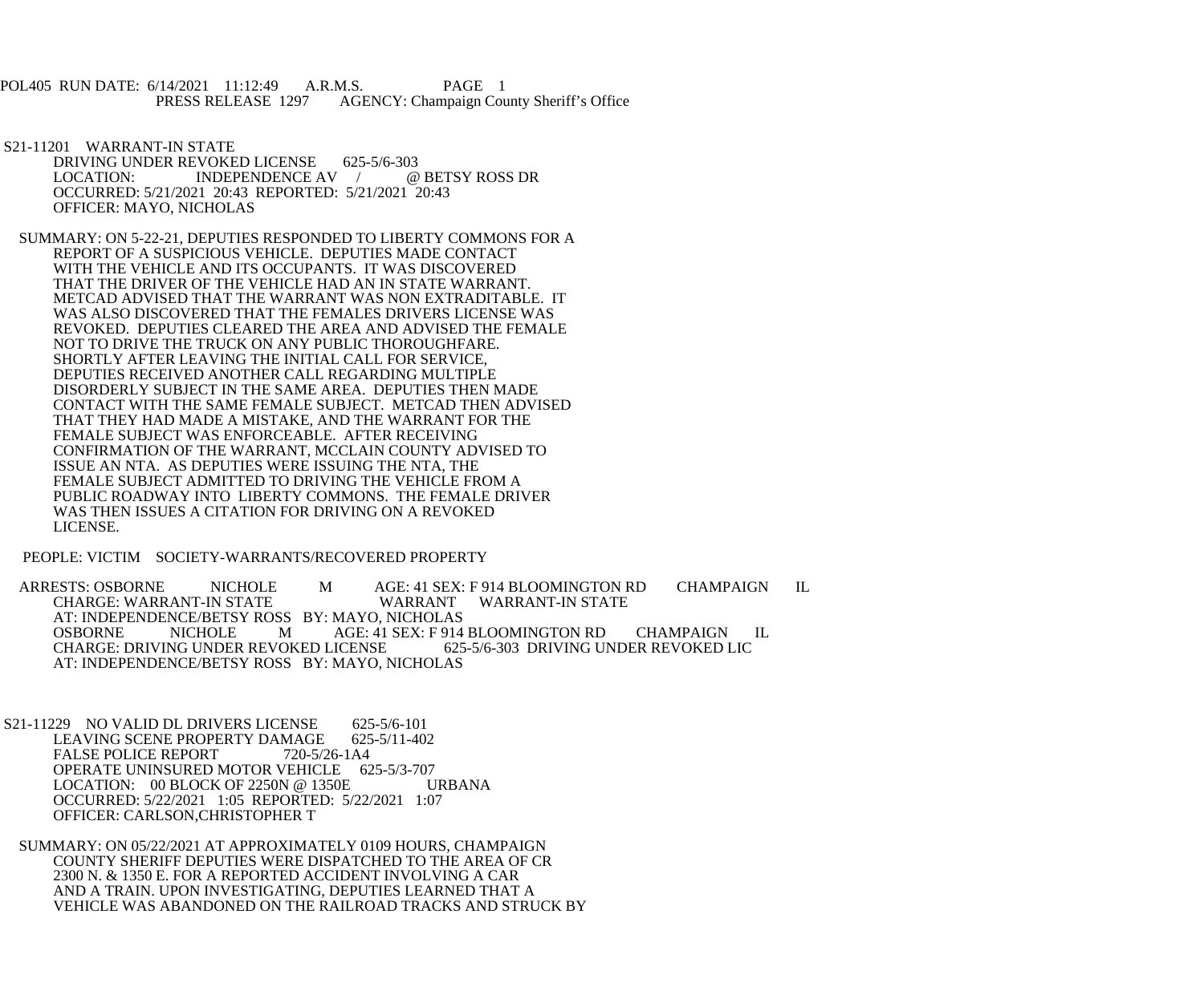POL405 RUN DATE: 6/14/2021 11:12:49 A.R.M.S. PAGE 1
PRESS RELEASE 1297 AGENCY: Champaign County Sheriff's Office

S21-11201 WARRANT-IN STATE
DRIVING UNDER REVOKED LICENSE 625-5/6-303
LOCATION: INDEPENDENCE AV / @ BETSY ROSS DR
OCCURRED: 5/21/2021 20:43 REPORTED: 5/21/2021 20:43
OFFICER: MAYO, NICHOLAS

SUMMARY: ON 5-22-21, DEPUTIES RESPONDED TO LIBERTY COMMONS FOR A REPORT OF A SUSPICIOUS VEHICLE. DEPUTIES MADE CONTACT WITH THE VEHICLE AND ITS OCCUPANTS. IT WAS DISCOVERED THAT THE DRIVER OF THE VEHICLE HAD AN IN STATE WARRANT. METCAD ADVISED THAT THE WARRANT WAS NON EXTRADITABLE. IT WAS ALSO DISCOVERED THAT THE FEMALES DRIVERS LICENSE WAS REVOKED. DEPUTIES CLEARED THE AREA AND ADVISED THE FEMALE NOT TO DRIVE THE TRUCK ON ANY PUBLIC THOROUGHFARE. SHORTLY AFTER LEAVING THE INITIAL CALL FOR SERVICE, DEPUTIES RECEIVED ANOTHER CALL REGARDING MULTIPLE DISORDERLY SUBJECT IN THE SAME AREA. DEPUTIES THEN MADE CONTACT WITH THE SAME FEMALE SUBJECT. METCAD THEN ADVISED THAT THEY HAD MADE A MISTAKE, AND THE WARRANT FOR THE FEMALE SUBJECT WAS ENFORCEABLE. AFTER RECEIVING CONFIRMATION OF THE WARRANT, MCCLAIN COUNTY ADVISED TO ISSUE AN NTA. AS DEPUTIES WERE ISSUING THE NTA, THE FEMALE SUBJECT ADMITTED TO DRIVING THE VEHICLE FROM A PUBLIC ROADWAY INTO LIBERTY COMMONS. THE FEMALE DRIVER WAS THEN ISSUES A CITATION FOR DRIVING ON A REVOKED LICENSE.

PEOPLE: VICTIM SOCIETY-WARRANTS/RECOVERED PROPERTY

ARRESTS: OSBORNE NICHOLE M AGE: 41 SEX: F 914 BLOOMINGTON RD CHAMPAIGN IL
CHARGE: WARRANT-IN STATE WARRANT WARRANT-IN STATE
AT: INDEPENDENCE/BETSY ROSS BY: MAYO, NICHOLAS
OSBORNE NICHOLE M AGE: 41 SEX: F 914 BLOOMINGTON RD CHAMPAIGN IL
CHARGE: DRIVING UNDER REVOKED LICENSE 625-5/6-303 DRIVING UNDER REVOKED LIC
AT: INDEPENDENCE/BETSY ROSS BY: MAYO, NICHOLAS

S21-11229 NO VALID DL DRIVERS LICENSE 625-5/6-101
LEAVING SCENE PROPERTY DAMAGE 625-5/11-402
FALSE POLICE REPORT 720-5/26-1A4
OPERATE UNINSURED MOTOR VEHICLE 625-5/3-707
LOCATION: 00 BLOCK OF 2250N @ 1350E URBANA
OCCURRED: 5/22/2021 1:05 REPORTED: 5/22/2021 1:07
OFFICER: CARLSON,CHRISTOPHER T

SUMMARY: ON 05/22/2021 AT APPROXIMATELY 0109 HOURS, CHAMPAIGN COUNTY SHERIFF DEPUTIES WERE DISPATCHED TO THE AREA OF CR 2300 N. & 1350 E. FOR A REPORTED ACCIDENT INVOLVING A CAR AND A TRAIN. UPON INVESTIGATING, DEPUTIES LEARNED THAT A VEHICLE WAS ABANDONED ON THE RAILROAD TRACKS AND STRUCK BY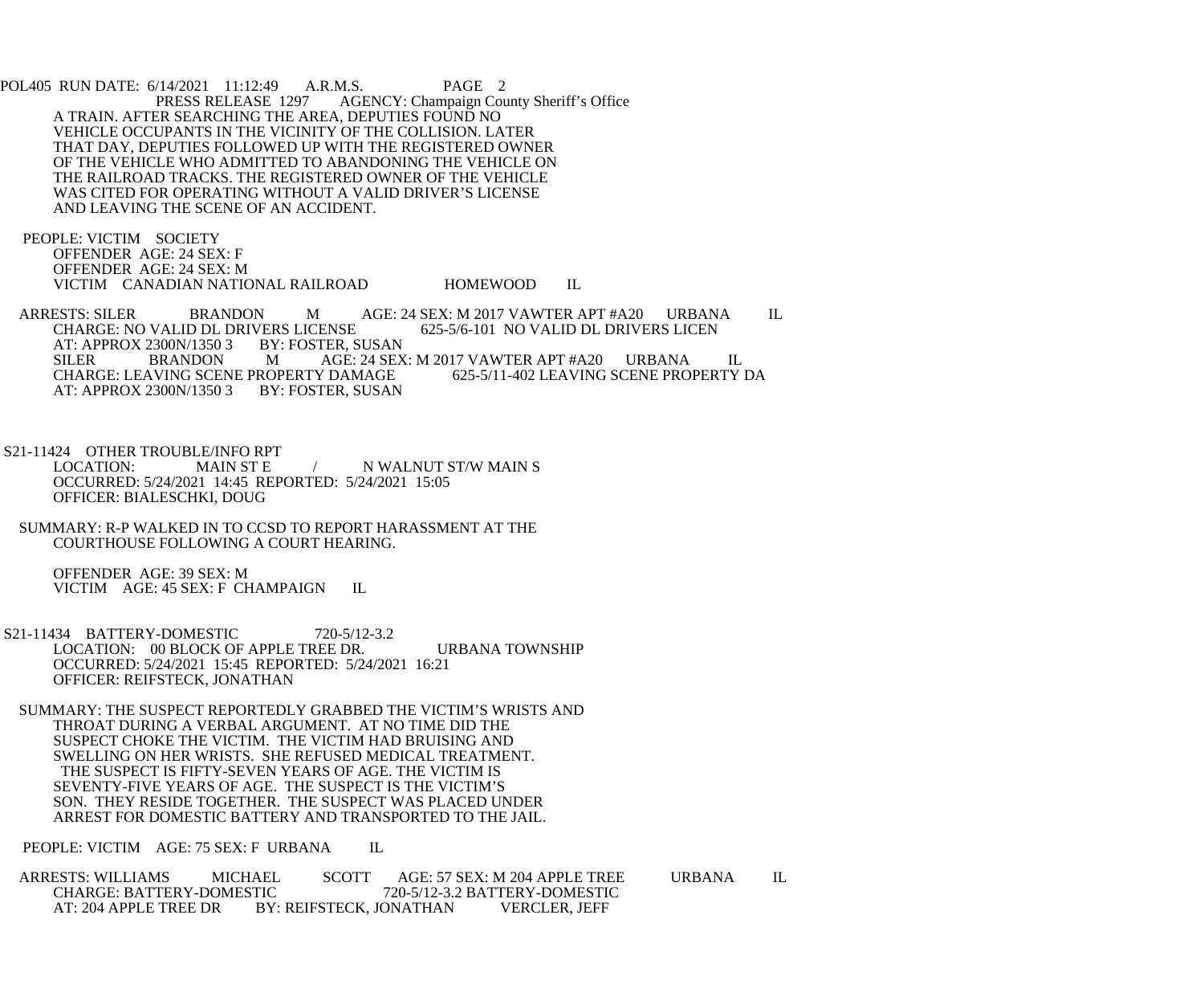A TRAIN. AFTER SEARCHING THE AREA, DEPUTIES FOUND NO VEHICLE OCCUPANTS IN THE VICINITY OF THE COLLISION. LATER THAT DAY, DEPUTIES FOLLOWED UP WITH THE REGISTERED OWNER OF THE VEHICLE WHO ADMITTED TO ABANDONING THE VEHICLE ON THE RAILROAD TRACKS. THE REGISTERED OWNER OF THE VEHICLE WAS CITED FOR OPERATING WITHOUT A VALID DRIVER'S LICENSE AND LEAVING THE SCENE OF AN ACCIDENT.

PEOPLE: VICTIM SOCIETY
OFFENDER AGE: 24 SEX: F
OFFENDER AGE: 24 SEX: M
VICTIM CANADIAN NATIONAL RAILROAD HOMEWOOD IL

ARRESTS: SILER BRANDON M AGE: 24 SEX: M 2017 VAWTER APT #A20 URBANA IL
CHARGE: NO VALID DL DRIVERS LICENSE 625-5/6-101 NO VALID DL DRIVERS LICEN
AT: APPROX 2300N/1350 3 BY: FOSTER, SUSAN
SILER BRANDON M AGE: 24 SEX: M 2017 VAWTER APT #A20 URBANA IL
CHARGE: LEAVING SCENE PROPERTY DAMAGE 625-5/11-402 LEAVING SCENE PROPERTY DA
AT: APPROX 2300N/1350 3 BY: FOSTER, SUSAN

S21-11424 OTHER TROUBLE/INFO RPT
LOCATION: MAIN ST E / N WALNUT ST/W MAIN S
OCCURRED: 5/24/2021 14:45 REPORTED: 5/24/2021 15:05
OFFICER: BIALESCHKI, DOUG

SUMMARY: R-P WALKED IN TO CCSD TO REPORT HARASSMENT AT THE COURTHOUSE FOLLOWING A COURT HEARING.

OFFENDER AGE: 39 SEX: M
VICTIM AGE: 45 SEX: F CHAMPAIGN IL

S21-11434 BATTERY-DOMESTIC 720-5/12-3.2
LOCATION: 00 BLOCK OF APPLE TREE DR. URBANA TOWNSHIP
OCCURRED: 5/24/2021 15:45 REPORTED: 5/24/2021 16:21
OFFICER: REIFSTECK, JONATHAN

SUMMARY: THE SUSPECT REPORTEDLY GRABBED THE VICTIM'S WRISTS AND THROAT DURING A VERBAL ARGUMENT. AT NO TIME DID THE SUSPECT CHOKE THE VICTIM. THE VICTIM HAD BRUISING AND SWELLING ON HER WRISTS. SHE REFUSED MEDICAL TREATMENT. THE SUSPECT IS FIFTY-SEVEN YEARS OF AGE. THE VICTIM IS SEVENTY-FIVE YEARS OF AGE. THE SUSPECT IS THE VICTIM'S SON. THEY RESIDE TOGETHER. THE SUSPECT WAS PLACED UNDER ARREST FOR DOMESTIC BATTERY AND TRANSPORTED TO THE JAIL.

PEOPLE: VICTIM AGE: 75 SEX: F URBANA IL

ARRESTS: WILLIAMS MICHAEL SCOTT AGE: 57 SEX: M 204 APPLE TREE URBANA IL
CHARGE: BATTERY-DOMESTIC 720-5/12-3.2 BATTERY-DOMESTIC
AT: 204 APPLE TREE DR BY: REIFSTECK, JONATHAN VERCLER, JEFF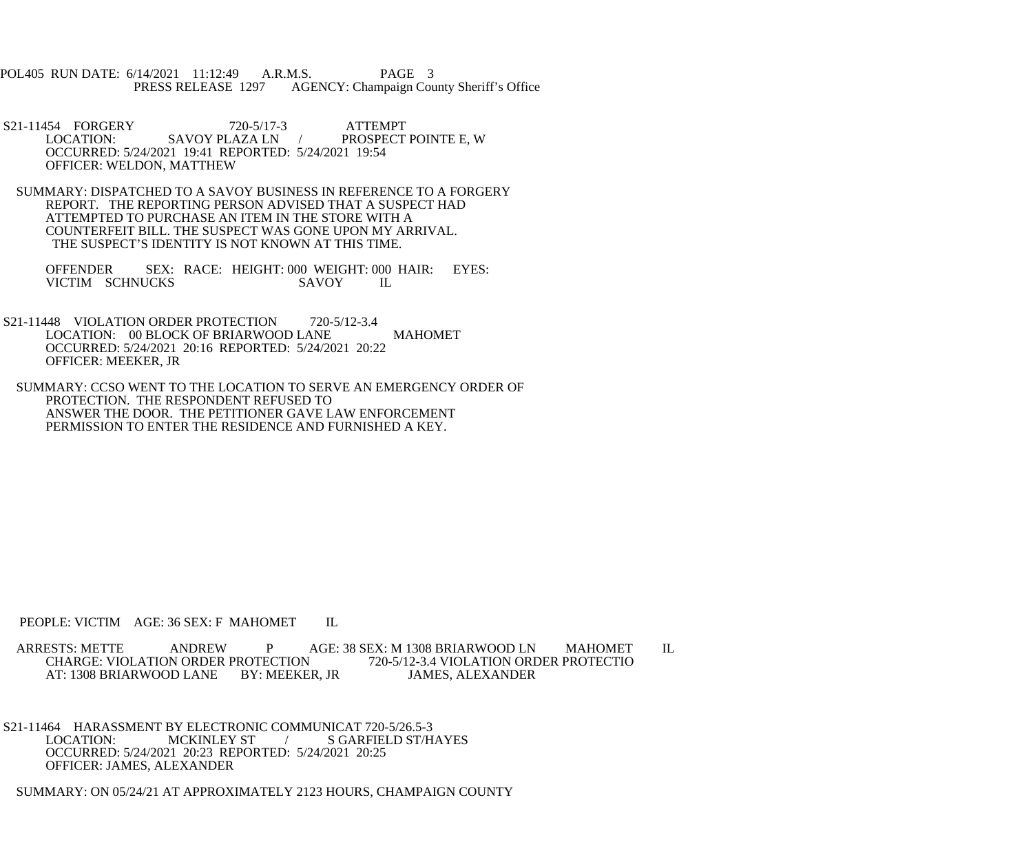S21-11454 FORGERY 720-5/17-3 ATTEMPT
LOCATION: SAVOY PLAZA LN / PROSPECT POINTE E, W
OCCURRED: 5/24/2021 19:41 REPORTED: 5/24/2021 19:54
OFFICER: WELDON, MATTHEW

SUMMARY: DISPATCHED TO A SAVOY BUSINESS IN REFERENCE TO A FORGERY REPORT. THE REPORTING PERSON ADVISED THAT A SUSPECT HAD ATTEMPTED TO PURCHASE AN ITEM IN THE STORE WITH A COUNTERFEIT BILL. THE SUSPECT WAS GONE UPON MY ARRIVAL. THE SUSPECT'S IDENTITY IS NOT KNOWN AT THIS TIME.

OFFENDER SEX: RACE: HEIGHT: 000 WEIGHT: 000 HAIR: EYES:
VICTIM SCHNUCKS SAVOY IL

S21-11448 VIOLATION ORDER PROTECTION 720-5/12-3.4
LOCATION: 00 BLOCK OF BRIARWOOD LANE MAHOMET
OCCURRED: 5/24/2021 20:16 REPORTED: 5/24/2021 20:22
OFFICER: MEEKER, JR

SUMMARY: CCSO WENT TO THE LOCATION TO SERVE AN EMERGENCY ORDER OF PROTECTION. THE RESPONDENT REFUSED TO ANSWER THE DOOR. THE PETITIONER GAVE LAW ENFORCEMENT PERMISSION TO ENTER THE RESIDENCE AND FURNISHED A KEY.

PEOPLE: VICTIM AGE: 36 SEX: F MAHOMET IL

ARRESTS: METTE ANDREW P AGE: 38 SEX: M 1308 BRIARWOOD LN MAHOMET IL
CHARGE: VIOLATION ORDER PROTECTION 720-5/12-3.4 VIOLATION ORDER PROTECTIO
AT: 1308 BRIARWOOD LANE BY: MEEKER, JR JAMES, ALEXANDER

S21-11464 HARASSMENT BY ELECTRONIC COMMUNICAT 720-5/26.5-3
LOCATION: MCKINLEY ST / S GARFIELD ST/HAYES
OCCURRED: 5/24/2021 20:23 REPORTED: 5/24/2021 20:25
OFFICER: JAMES, ALEXANDER

SUMMARY: ON 05/24/21 AT APPROXIMATELY 2123 HOURS, CHAMPAIGN COUNTY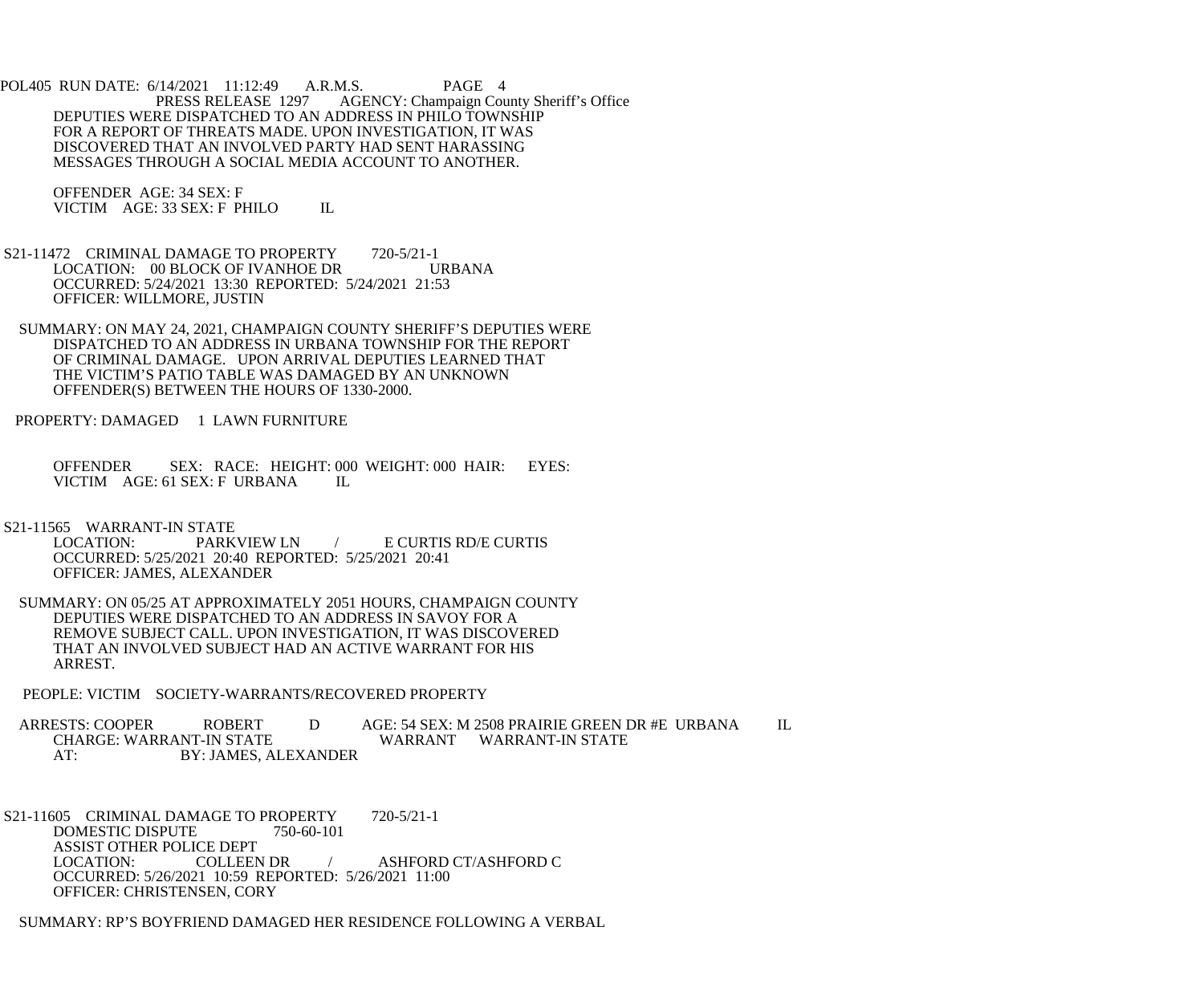DEPUTIES WERE DISPATCHED TO AN ADDRESS IN PHILO TOWNSHIP FOR A REPORT OF THREATS MADE. UPON INVESTIGATION, IT WAS DISCOVERED THAT AN INVOLVED PARTY HAD SENT HARASSING MESSAGES THROUGH A SOCIAL MEDIA ACCOUNT TO ANOTHER.

OFFENDER AGE: 34 SEX: F
VICTIM AGE: 33 SEX: F PHILO IL

S21-11472 CRIMINAL DAMAGE TO PROPERTY 720-5/21-1
LOCATION: 00 BLOCK OF IVANHOE DR URBANA
OCCURRED: 5/24/2021 13:30 REPORTED: 5/24/2021 21:53
OFFICER: WILLMORE, JUSTIN

SUMMARY: ON MAY 24, 2021, CHAMPAIGN COUNTY SHERIFF'S DEPUTIES WERE DISPATCHED TO AN ADDRESS IN URBANA TOWNSHIP FOR THE REPORT OF CRIMINAL DAMAGE. UPON ARRIVAL DEPUTIES LEARNED THAT THE VICTIM'S PATIO TABLE WAS DAMAGED BY AN UNKNOWN OFFENDER(S) BETWEEN THE HOURS OF 1330-2000.

PROPERTY: DAMAGED 1 LAWN FURNITURE

OFFENDER SEX: RACE: HEIGHT: 000 WEIGHT: 000 HAIR: EYES:
VICTIM AGE: 61 SEX: F URBANA IL

S21-11565 WARRANT-IN STATE
LOCATION: PARKVIEW LN / E CURTIS RD/E CURTIS
OCCURRED: 5/25/2021 20:40 REPORTED: 5/25/2021 20:41
OFFICER: JAMES, ALEXANDER

SUMMARY: ON 05/25 AT APPROXIMATELY 2051 HOURS, CHAMPAIGN COUNTY DEPUTIES WERE DISPATCHED TO AN ADDRESS IN SAVOY FOR A REMOVE SUBJECT CALL. UPON INVESTIGATION, IT WAS DISCOVERED THAT AN INVOLVED SUBJECT HAD AN ACTIVE WARRANT FOR HIS ARREST.

PEOPLE: VICTIM SOCIETY-WARRANTS/RECOVERED PROPERTY

ARRESTS: COOPER ROBERT D AGE: 54 SEX: M 2508 PRAIRIE GREEN DR #E URBANA IL
CHARGE: WARRANT-IN STATE WARRANT WARRANT-IN STATE
AT: BY: JAMES, ALEXANDER

S21-11605 CRIMINAL DAMAGE TO PROPERTY 720-5/21-1
DOMESTIC DISPUTE 750-60-101
ASSIST OTHER POLICE DEPT
LOCATION: COLLEEN DR / ASHFORD CT/ASHFORD C
OCCURRED: 5/26/2021 10:59 REPORTED: 5/26/2021 11:00
OFFICER: CHRISTENSEN, CORY

SUMMARY: RP'S BOYFRIEND DAMAGED HER RESIDENCE FOLLOWING A VERBAL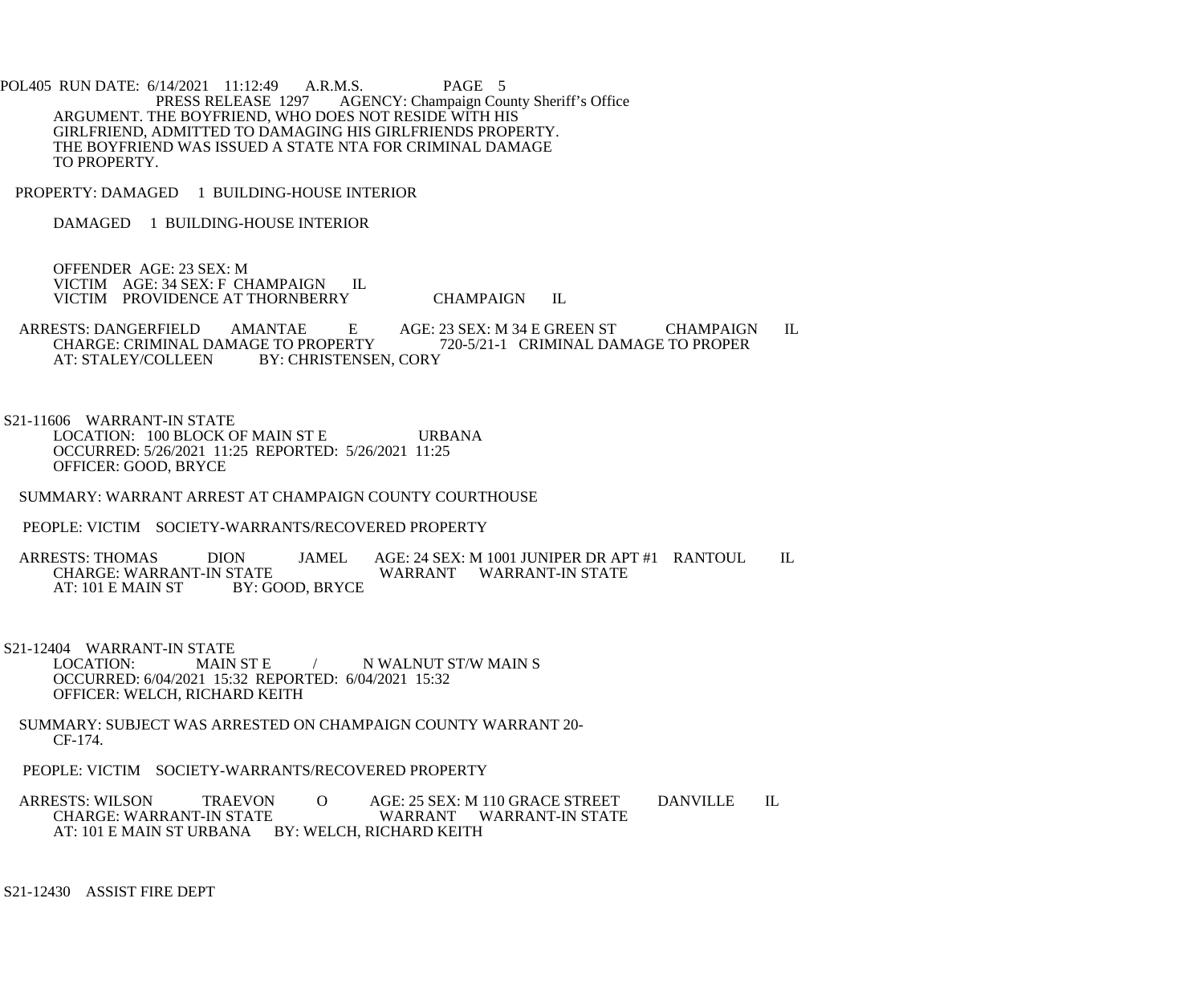ARGUMENT. THE BOYFRIEND, WHO DOES NOT RESIDE WITH HIS GIRLFRIEND, ADMITTED TO DAMAGING HIS GIRLFRIENDS PROPERTY. THE BOYFRIEND WAS ISSUED A STATE NTA FOR CRIMINAL DAMAGE TO PROPERTY.

PROPERTY: DAMAGED 1 BUILDING-HOUSE INTERIOR

DAMAGED 1 BUILDING-HOUSE INTERIOR

OFFENDER AGE: 23 SEX: M
VICTIM AGE: 34 SEX: F CHAMPAIGN IL
VICTIM PROVIDENCE AT THORNBERRY CHAMPAIGN IL

ARRESTS: DANGERFIELD AMANTAE E AGE: 23 SEX: M 34 E GREEN ST CHAMPAIGN IL
CHARGE: CRIMINAL DAMAGE TO PROPERTY 720-5/21-1 CRIMINAL DAMAGE TO PROPER
AT: STALEY/COLLEEN BY: CHRISTENSEN, CORY

S21-11606 WARRANT-IN STATE
LOCATION: 100 BLOCK OF MAIN ST E URBANA
OCCURRED: 5/26/2021 11:25 REPORTED: 5/26/2021 11:25
OFFICER: GOOD, BRYCE

SUMMARY: WARRANT ARREST AT CHAMPAIGN COUNTY COURTHOUSE

PEOPLE: VICTIM SOCIETY-WARRANTS/RECOVERED PROPERTY

ARRESTS: THOMAS DION JAMEL AGE: 24 SEX: M 1001 JUNIPER DR APT #1 RANTOUL IL
CHARGE: WARRANT-IN STATE WARRANT WARRANT-IN STATE
AT: 101 E MAIN ST BY: GOOD, BRYCE

S21-12404 WARRANT-IN STATE
LOCATION: MAIN ST E / N WALNUT ST/W MAIN S
OCCURRED: 6/04/2021 15:32 REPORTED: 6/04/2021 15:32
OFFICER: WELCH, RICHARD KEITH

SUMMARY: SUBJECT WAS ARRESTED ON CHAMPAIGN COUNTY WARRANT 20-CF-174.

PEOPLE: VICTIM SOCIETY-WARRANTS/RECOVERED PROPERTY

ARRESTS: WILSON TRAEVON O AGE: 25 SEX: M 110 GRACE STREET DANVILLE IL
CHARGE: WARRANT-IN STATE WARRANT WARRANT-IN STATE
AT: 101 E MAIN ST URBANA BY: WELCH, RICHARD KEITH

S21-12430 ASSIST FIRE DEPT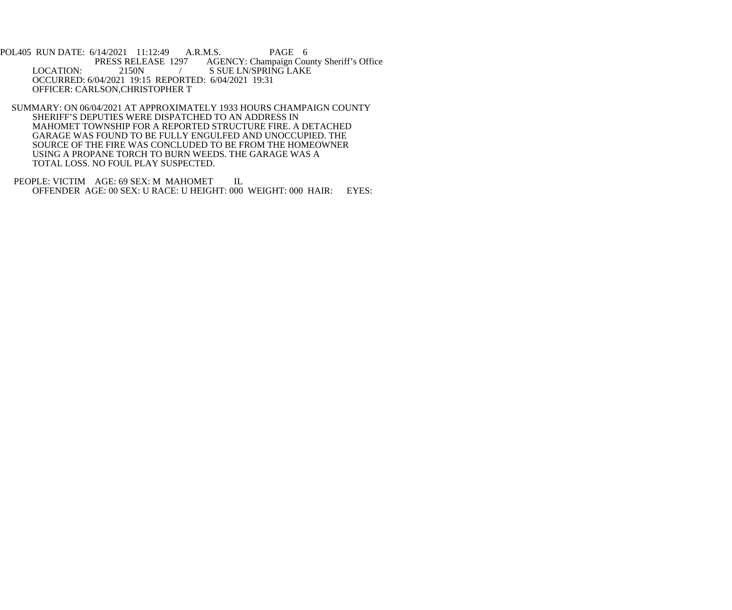POL405 RUN DATE: 6/14/2021 11:12:49 A.R.M.S.

PRESS RELEASE 1297 AGENCY: Champaign County Sheriff's Office

LOCATION: 2150N / S SUE LN/SPRING LAKE

OCCURRED: 6/04/2021 19:15 REPORTED: 6/04/2021 19:31

OFFICER: CARLSON,CHRISTOPHER T

SUMMARY: ON 06/04/2021 AT APPROXIMATELY 1933 HOURS CHAMPAIGN COUNTY SHERIFF'S DEPUTIES WERE DISPATCHED TO AN ADDRESS IN MAHOMET TOWNSHIP FOR A REPORTED STRUCTURE FIRE. A DETACHED GARAGE WAS FOUND TO BE FULLY ENGULFED AND UNOCCUPIED. THE SOURCE OF THE FIRE WAS CONCLUDED TO BE FROM THE HOMEOWNER USING A PROPANE TORCH TO BURN WEEDS. THE GARAGE WAS A TOTAL LOSS. NO FOUL PLAY SUSPECTED.

PEOPLE: VICTIM AGE: 69 SEX: M MAHOMET IL

OFFENDER AGE: 00 SEX: U RACE: U HEIGHT: 000 WEIGHT: 000 HAIR: EYES: